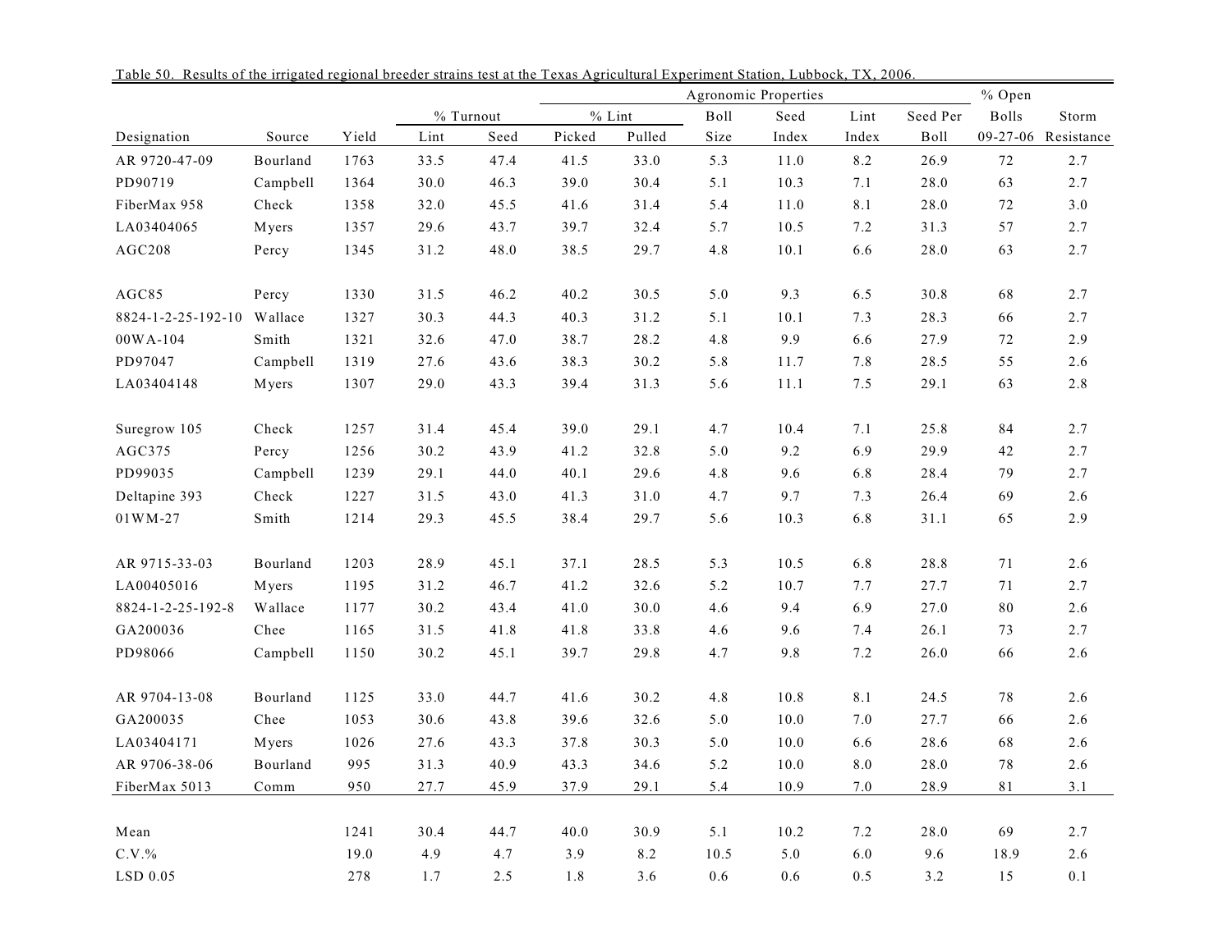Table 50. Results of the irrigated regional breeder strains test at the Texas Agricultural Experiment Station, Lubbock, TX, 2006.

| | | | Agronomic Properties | | | | | | | | | % Open | |
|---|---|---|---|---|---|---|---|---|---|---|---|---|---|
| | | | % Turnout | | % Lint | | Boll | Seed | Lint | Seed Per | | Bolls | Storm |
| Designation | Source | Yield | Lint | Seed | Picked | Pulled | Size | Index | Index | Boll | | 09-27-06 | Resistance |
| AR 9720-47-09 | Bourland | 1763 | 33.5 | 47.4 | 41.5 | 33.0 | 5.3 | 11.0 | 8.2 | 26.9 | | 72 | 2.7 |
| PD90719 | Campbell | 1364 | 30.0 | 46.3 | 39.0 | 30.4 | 5.1 | 10.3 | 7.1 | 28.0 | | 63 | 2.7 |
| FiberMax 958 | Check | 1358 | 32.0 | 45.5 | 41.6 | 31.4 | 5.4 | 11.0 | 8.1 | 28.0 | | 72 | 3.0 |
| LA03404065 | Myers | 1357 | 29.6 | 43.7 | 39.7 | 32.4 | 5.7 | 10.5 | 7.2 | 31.3 | | 57 | 2.7 |
| AGC208 | Percy | 1345 | 31.2 | 48.0 | 38.5 | 29.7 | 4.8 | 10.1 | 6.6 | 28.0 | | 63 | 2.7 |
| AGC85 | Percy | 1330 | 31.5 | 46.2 | 40.2 | 30.5 | 5.0 | 9.3 | 6.5 | 30.8 | | 68 | 2.7 |
| 8824-1-2-25-192-10 | Wallace | 1327 | 30.3 | 44.3 | 40.3 | 31.2 | 5.1 | 10.1 | 7.3 | 28.3 | | 66 | 2.7 |
| 00WA-104 | Smith | 1321 | 32.6 | 47.0 | 38.7 | 28.2 | 4.8 | 9.9 | 6.6 | 27.9 | | 72 | 2.9 |
| PD97047 | Campbell | 1319 | 27.6 | 43.6 | 38.3 | 30.2 | 5.8 | 11.7 | 7.8 | 28.5 | | 55 | 2.6 |
| LA03404148 | Myers | 1307 | 29.0 | 43.3 | 39.4 | 31.3 | 5.6 | 11.1 | 7.5 | 29.1 | | 63 | 2.8 |
| Suregrow 105 | Check | 1257 | 31.4 | 45.4 | 39.0 | 29.1 | 4.7 | 10.4 | 7.1 | 25.8 | | 84 | 2.7 |
| AGC375 | Percy | 1256 | 30.2 | 43.9 | 41.2 | 32.8 | 5.0 | 9.2 | 6.9 | 29.9 | | 42 | 2.7 |
| PD99035 | Campbell | 1239 | 29.1 | 44.0 | 40.1 | 29.6 | 4.8 | 9.6 | 6.8 | 28.4 | | 79 | 2.7 |
| Deltapine 393 | Check | 1227 | 31.5 | 43.0 | 41.3 | 31.0 | 4.7 | 9.7 | 7.3 | 26.4 | | 69 | 2.6 |
| 01WM-27 | Smith | 1214 | 29.3 | 45.5 | 38.4 | 29.7 | 5.6 | 10.3 | 6.8 | 31.1 | | 65 | 2.9 |
| AR 9715-33-03 | Bourland | 1203 | 28.9 | 45.1 | 37.1 | 28.5 | 5.3 | 10.5 | 6.8 | 28.8 | | 71 | 2.6 |
| LA00405016 | Myers | 1195 | 31.2 | 46.7 | 41.2 | 32.6 | 5.2 | 10.7 | 7.7 | 27.7 | | 71 | 2.7 |
| 8824-1-2-25-192-8 | Wallace | 1177 | 30.2 | 43.4 | 41.0 | 30.0 | 4.6 | 9.4 | 6.9 | 27.0 | | 80 | 2.6 |
| GA200036 | Chee | 1165 | 31.5 | 41.8 | 41.8 | 33.8 | 4.6 | 9.6 | 7.4 | 26.1 | | 73 | 2.7 |
| PD98066 | Campbell | 1150 | 30.2 | 45.1 | 39.7 | 29.8 | 4.7 | 9.8 | 7.2 | 26.0 | | 66 | 2.6 |
| AR 9704-13-08 | Bourland | 1125 | 33.0 | 44.7 | 41.6 | 30.2 | 4.8 | 10.8 | 8.1 | 24.5 | | 78 | 2.6 |
| GA200035 | Chee | 1053 | 30.6 | 43.8 | 39.6 | 32.6 | 5.0 | 10.0 | 7.0 | 27.7 | | 66 | 2.6 |
| LA03404171 | Myers | 1026 | 27.6 | 43.3 | 37.8 | 30.3 | 5.0 | 10.0 | 6.6 | 28.6 | | 68 | 2.6 |
| AR 9706-38-06 | Bourland | 995 | 31.3 | 40.9 | 43.3 | 34.6 | 5.2 | 10.0 | 8.0 | 28.0 | | 78 | 2.6 |
| FiberMax 5013 | Comm | 950 | 27.7 | 45.9 | 37.9 | 29.1 | 5.4 | 10.9 | 7.0 | 28.9 | | 81 | 3.1 |
| Mean | | 1241 | 30.4 | 44.7 | 40.0 | 30.9 | 5.1 | 10.2 | 7.2 | 28.0 | | 69 | 2.7 |
| C.V.% | | 19.0 | 4.9 | 4.7 | 3.9 | 8.2 | 10.5 | 5.0 | 6.0 | 9.6 | | 18.9 | 2.6 |
| LSD 0.05 | | 278 | 1.7 | 2.5 | 1.8 | 3.6 | 0.6 | 0.6 | 0.5 | 3.2 | | 15 | 0.1 |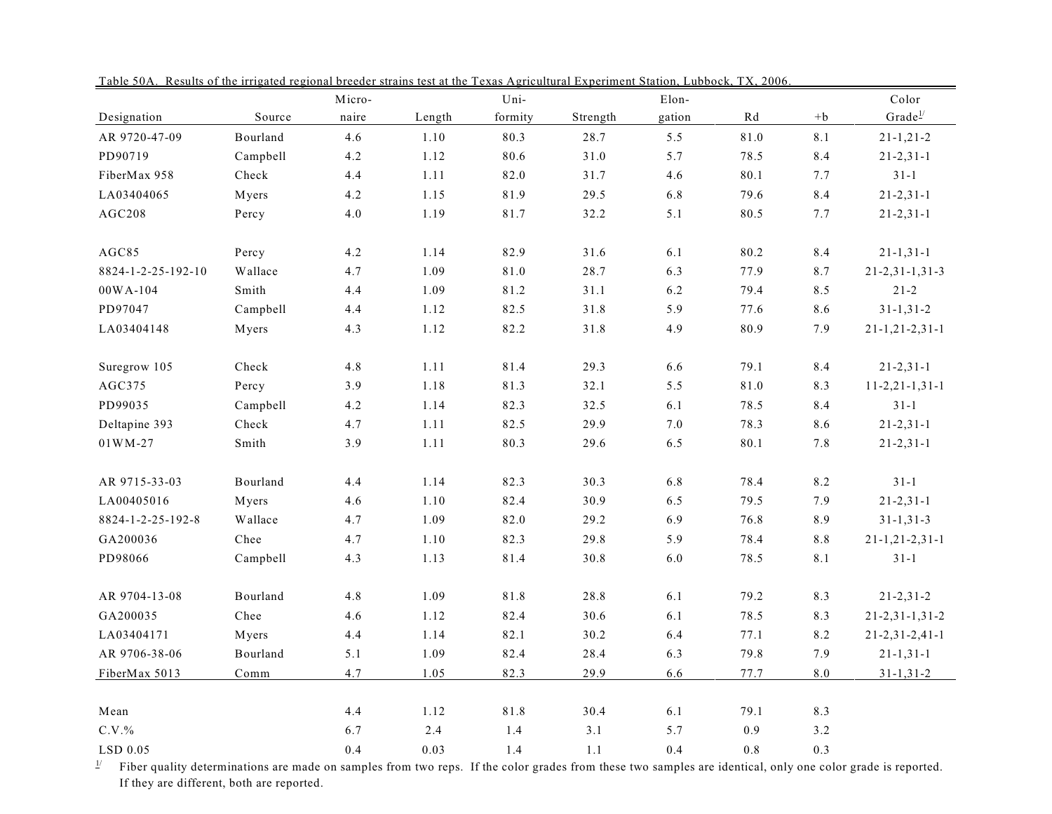Table 50A. Results of the irrigated regional breeder strains test at the Texas Agricultural Experiment Station, Lubbock, TX, 2006.

| Designation | Source | Micro-naire | Length | Uni-formity | Strength | Elon-gation | Rd | +b | Color Grade[1/] |
|---|---|---|---|---|---|---|---|---|---|
| AR 9720-47-09 | Bourland | 4.6 | 1.10 | 80.3 | 28.7 | 5.5 | 81.0 | 8.1 | 21-1,21-2 |
| PD90719 | Campbell | 4.2 | 1.12 | 80.6 | 31.0 | 5.7 | 78.5 | 8.4 | 21-2,31-1 |
| FiberMax 958 | Check | 4.4 | 1.11 | 82.0 | 31.7 | 4.6 | 80.1 | 7.7 | 31-1 |
| LA03404065 | Myers | 4.2 | 1.15 | 81.9 | 29.5 | 6.8 | 79.6 | 8.4 | 21-2,31-1 |
| AGC208 | Percy | 4.0 | 1.19 | 81.7 | 32.2 | 5.1 | 80.5 | 7.7 | 21-2,31-1 |
| AGC85 | Percy | 4.2 | 1.14 | 82.9 | 31.6 | 6.1 | 80.2 | 8.4 | 21-1,31-1 |
| 8824-1-2-25-192-10 | Wallace | 4.7 | 1.09 | 81.0 | 28.7 | 6.3 | 77.9 | 8.7 | 21-2,31-1,31-3 |
| 00WA-104 | Smith | 4.4 | 1.09 | 81.2 | 31.1 | 6.2 | 79.4 | 8.5 | 21-2 |
| PD97047 | Campbell | 4.4 | 1.12 | 82.5 | 31.8 | 5.9 | 77.6 | 8.6 | 31-1,31-2 |
| LA03404148 | Myers | 4.3 | 1.12 | 82.2 | 31.8 | 4.9 | 80.9 | 7.9 | 21-1,21-2,31-1 |
| Suregrow 105 | Check | 4.8 | 1.11 | 81.4 | 29.3 | 6.6 | 79.1 | 8.4 | 21-2,31-1 |
| AGC375 | Percy | 3.9 | 1.18 | 81.3 | 32.1 | 5.5 | 81.0 | 8.3 | 11-2,21-1,31-1 |
| PD99035 | Campbell | 4.2 | 1.14 | 82.3 | 32.5 | 6.1 | 78.5 | 8.4 | 31-1 |
| Deltapine 393 | Check | 4.7 | 1.11 | 82.5 | 29.9 | 7.0 | 78.3 | 8.6 | 21-2,31-1 |
| 01WM-27 | Smith | 3.9 | 1.11 | 80.3 | 29.6 | 6.5 | 80.1 | 7.8 | 21-2,31-1 |
| AR 9715-33-03 | Bourland | 4.4 | 1.14 | 82.3 | 30.3 | 6.8 | 78.4 | 8.2 | 31-1 |
| LA00405016 | Myers | 4.6 | 1.10 | 82.4 | 30.9 | 6.5 | 79.5 | 7.9 | 21-2,31-1 |
| 8824-1-2-25-192-8 | Wallace | 4.7 | 1.09 | 82.0 | 29.2 | 6.9 | 76.8 | 8.9 | 31-1,31-3 |
| GA200036 | Chee | 4.7 | 1.10 | 82.3 | 29.8 | 5.9 | 78.4 | 8.8 | 21-1,21-2,31-1 |
| PD98066 | Campbell | 4.3 | 1.13 | 81.4 | 30.8 | 6.0 | 78.5 | 8.1 | 31-1 |
| AR 9704-13-08 | Bourland | 4.8 | 1.09 | 81.8 | 28.8 | 6.1 | 79.2 | 8.3 | 21-2,31-2 |
| GA200035 | Chee | 4.6 | 1.12 | 82.4 | 30.6 | 6.1 | 78.5 | 8.3 | 21-2,31-1,31-2 |
| LA03404171 | Myers | 4.4 | 1.14 | 82.1 | 30.2 | 6.4 | 77.1 | 8.2 | 21-2,31-2,41-1 |
| AR 9706-38-06 | Bourland | 5.1 | 1.09 | 82.4 | 28.4 | 6.3 | 79.8 | 7.9 | 21-1,31-1 |
| FiberMax 5013 | Comm | 4.7 | 1.05 | 82.3 | 29.9 | 6.6 | 77.7 | 8.0 | 31-1,31-2 |
| Mean | | 4.4 | 1.12 | 81.8 | 30.4 | 6.1 | 79.1 | 8.3 | |
| C.V.% | | 6.7 | 2.4 | 1.4 | 3.1 | 5.7 | 0.9 | 3.2 | |
| LSD 0.05 | | 0.4 | 0.03 | 1.4 | 1.1 | 0.4 | 0.8 | 0.3 | |

[1/] Fiber quality determinations are made on samples from two reps. If the color grades from these two samples are identical, only one color grade is reported. If they are different, both are reported.